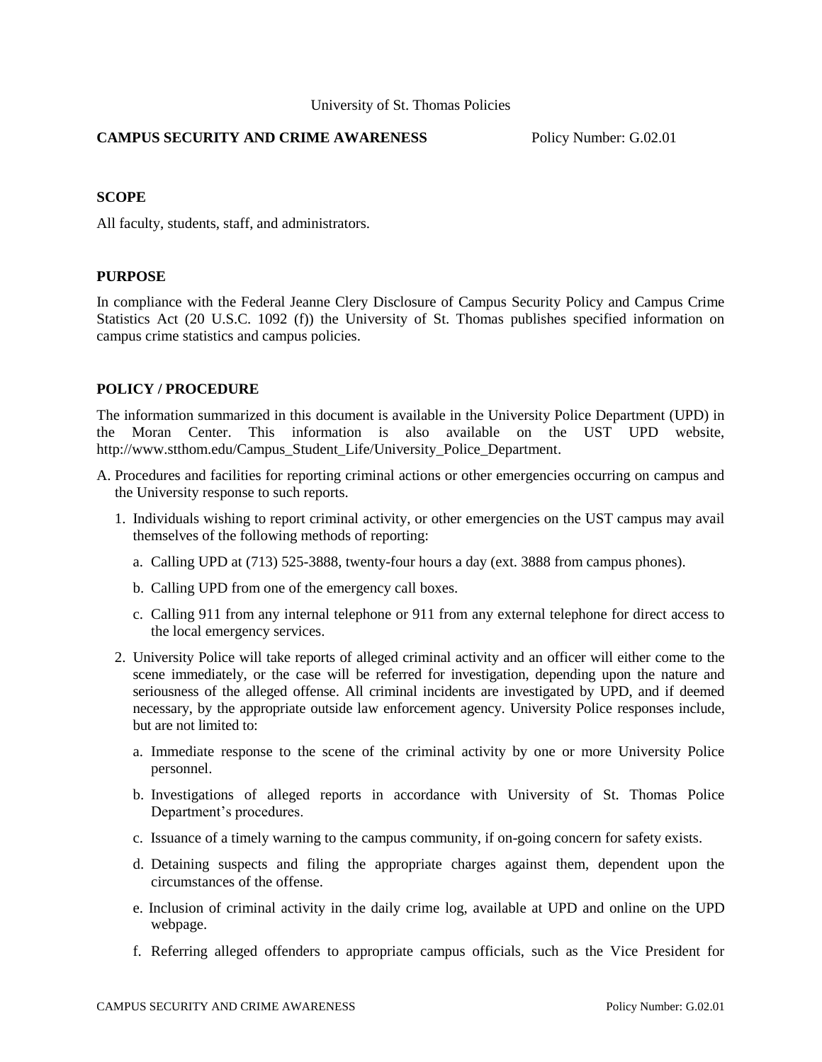University of St. Thomas Policies

**CAMPUS SECURITY AND CRIME AWARENESS** Policy Number: G.02.01

## SCOPE

All faculty, students, staff, and administrators.

## PURPOSE

In compliance with the Federal Jeanne Clery Disclosure of Campus Security Policy and Campus Crime Statistics Act (20 U.S.C. 1092 (f)) the University of St. Thomas publishes specified information on campus crime statistics and campus policies.

## POLICY / PROCEDURE

The information summarized in this document is available in the University Police Department (UPD) in the Moran Center. This information is also available on the UST UPD website, http://www.stthom.edu/Campus_Student_Life/University_Police_Department.

A. Procedures and facilities for reporting criminal actions or other emergencies occurring on campus and the University response to such reports.

1. Individuals wishing to report criminal activity, or other emergencies on the UST campus may avail themselves of the following methods of reporting:

   a. Calling UPD at (713) 525-3888, twenty-four hours a day (ext. 3888 from campus phones).

   b. Calling UPD from one of the emergency call boxes.

   c. Calling 911 from any internal telephone or 911 from any external telephone for direct access to the local emergency services.

2. University Police will take reports of alleged criminal activity and an officer will either come to the scene immediately, or the case will be referred for investigation, depending upon the nature and seriousness of the alleged offense. All criminal incidents are investigated by UPD, and if deemed necessary, by the appropriate outside law enforcement agency. University Police responses include, but are not limited to:

   a. Immediate response to the scene of the criminal activity by one or more University Police personnel.

   b. Investigations of alleged reports in accordance with University of St. Thomas Police Department's procedures.

   c. Issuance of a timely warning to the campus community, if on-going concern for safety exists.

   d. Detaining suspects and filing the appropriate charges against them, dependent upon the circumstances of the offense.

   e. Inclusion of criminal activity in the daily crime log, available at UPD and online on the UPD webpage.

   f. Referring alleged offenders to appropriate campus officials, such as the Vice President for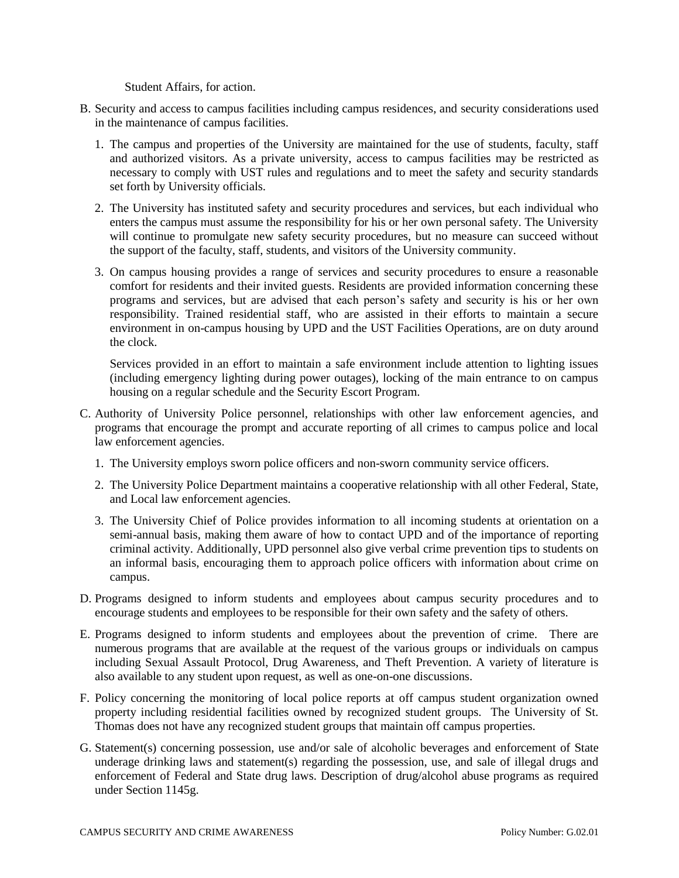Student Affairs, for action.

B. Security and access to campus facilities including campus residences, and security considerations used in the maintenance of campus facilities.

   1. The campus and properties of the University are maintained for the use of students, faculty, staff and authorized visitors. As a private university, access to campus facilities may be restricted as necessary to comply with UST rules and regulations and to meet the safety and security standards set forth by University officials.

   2. The University has instituted safety and security procedures and services, but each individual who enters the campus must assume the responsibility for his or her own personal safety. The University will continue to promulgate new safety security procedures, but no measure can succeed without the support of the faculty, staff, students, and visitors of the University community.

   3. On campus housing provides a range of services and security procedures to ensure a reasonable comfort for residents and their invited guests. Residents are provided information concerning these programs and services, but are advised that each person's safety and security is his or her own responsibility. Trained residential staff, who are assisted in their efforts to maintain a secure environment in on-campus housing by UPD and the UST Facilities Operations, are on duty around the clock.

      Services provided in an effort to maintain a safe environment include attention to lighting issues (including emergency lighting during power outages), locking of the main entrance to on campus housing on a regular schedule and the Security Escort Program.

C. Authority of University Police personnel, relationships with other law enforcement agencies, and programs that encourage the prompt and accurate reporting of all crimes to campus police and local law enforcement agencies.

   1. The University employs sworn police officers and non-sworn community service officers.

   2. The University Police Department maintains a cooperative relationship with all other Federal, State, and Local law enforcement agencies.

   3. The University Chief of Police provides information to all incoming students at orientation on a semi-annual basis, making them aware of how to contact UPD and of the importance of reporting criminal activity. Additionally, UPD personnel also give verbal crime prevention tips to students on an informal basis, encouraging them to approach police officers with information about crime on campus.

D. Programs designed to inform students and employees about campus security procedures and to encourage students and employees to be responsible for their own safety and the safety of others.

E. Programs designed to inform students and employees about the prevention of crime. There are numerous programs that are available at the request of the various groups or individuals on campus including Sexual Assault Protocol, Drug Awareness, and Theft Prevention. A variety of literature is also available to any student upon request, as well as one-on-one discussions.

F. Policy concerning the monitoring of local police reports at off campus student organization owned property including residential facilities owned by recognized student groups. The University of St. Thomas does not have any recognized student groups that maintain off campus properties.

G. Statement(s) concerning possession, use and/or sale of alcoholic beverages and enforcement of State underage drinking laws and statement(s) regarding the possession, use, and sale of illegal drugs and enforcement of Federal and State drug laws. Description of drug/alcohol abuse programs as required under Section 1145g.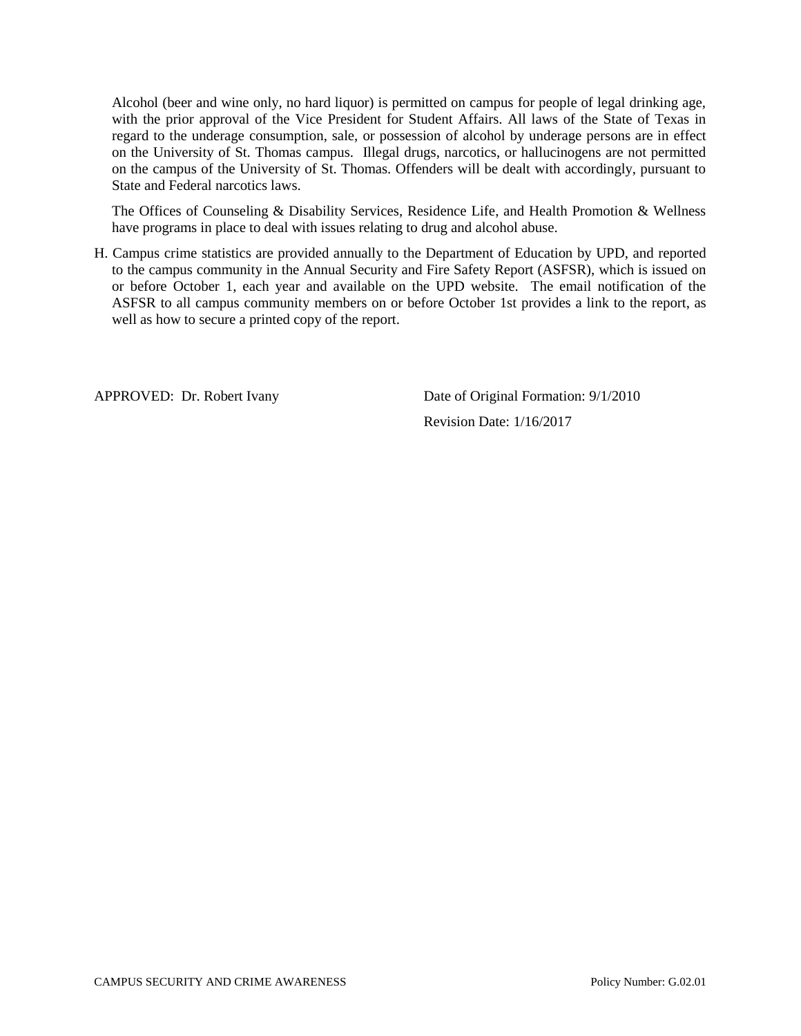Alcohol (beer and wine only, no hard liquor) is permitted on campus for people of legal drinking age, with the prior approval of the Vice President for Student Affairs. All laws of the State of Texas in regard to the underage consumption, sale, or possession of alcohol by underage persons are in effect on the University of St. Thomas campus. Illegal drugs, narcotics, or hallucinogens are not permitted on the campus of the University of St. Thomas. Offenders will be dealt with accordingly, pursuant to State and Federal narcotics laws.

The Offices of Counseling & Disability Services, Residence Life, and Health Promotion & Wellness have programs in place to deal with issues relating to drug and alcohol abuse.

H. Campus crime statistics are provided annually to the Department of Education by UPD, and reported to the campus community in the Annual Security and Fire Safety Report (ASFSR), which is issued on or before October 1, each year and available on the UPD website. The email notification of the ASFSR to all campus community members on or before October 1st provides a link to the report, as well as how to secure a printed copy of the report.

APPROVED: Dr. Robert Ivany

Date of Original Formation: 9/1/2010

Revision Date: 1/16/2017